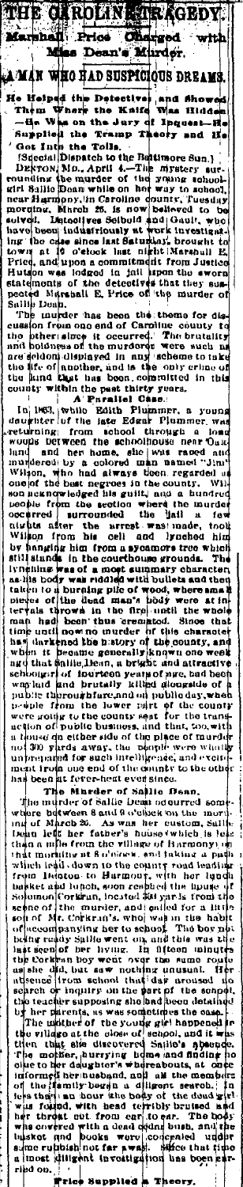# THE CAROLINE TRAGEDY.

## Marshall Price Charged with Miss Dean's Murder.

### A MAN WHO HAD SUSPICIOUS DREAMS.

**He Helped the Detectives and Showed Them Where the Knife Was Hidden—He Was on the Jury of Inquest—He Supplied the Tramp Theory and He Got Into the Toils.**

[Special Dispatch to the Baltimore Sun.]

DENTON, MD., April 4.—The mystery surrounding the murder of the young schoolgirl Sallie Dean while on her way to school, near Harmony, in Caroline county, Tuesday morning, March 26, is now believed to be solved. Detectives Seibold and Gault, who have been industriously at work investigating the case since last Saturday, brought to town at 10 o'clock last night Marshall E. Price, and upon a commitment from Justice Hutson was lodged in jail upon the sworn statements of the detectives that they suspected Marshall E. Price of the murder of Sallie Dean.

The murder has been the theme for discussion from one end of Caroline county to the other since it occurred. The brutality and boldness of the murderer were such as are seldom displayed in any scheme to take the life of another, and is the only crime of the kind that has been committed in this county within the past thirty years.

**A Parallel Case.**

In 1863, while Edith Plummer, a young daughter of the late Edgar Plummer, was returning from school through a lonely woods between the schoolhouse near Oakland and her home, she was raped and murdered by a colored man named "Jim" Wilson, who had always been regarded as one of the best negroes in the county. Wilson acknowledged his guilt, and a hundred people from the section where the murder occurred surrounded the jail a few nights after the arrest was made, took Wilson from his cell and lynched him by hanging him from a sycamore tree which still stands in the courthouse grounds. The lynching was of a most summary character, as the body was riddled with bullets and then taken to a burning pile of wood, where small pieces of the dead man's body were at intervals thrown in the fire until the whole man had been thus cremated. Since that time until now no murder of this character has darkened the history of the county, and when it became generally known one week ago that Sallie Dean, a bright and attractive schoolgirl of fourteen years of age, had been waylaid and brutally killed alongside of a public thoroughfare, and on public day, when people from the lower part of the county were going to the county seat for the transaction of public business, and that, too, with a house on either side of the place of murder not 300 yards away, the people were wholly unprepared for such intelligence, and excitement from one end of the county to the other has been at fever-heat ever since.

**The Murder of Sallie Dean.**

The murder of Sallie Dean occurred somewhere between 8 and 9 o'clock on the morning of March 26. As was her custom, Sallie Dean left her father's house (which is less than a mile from the village of Harmony) on that morning at 8 o'clock, and taking a path which led down to the county road leading from Denton to Harmony, with her lunch basket and books, soon reached the house of Solomon Corkran, located 500 yards from the scene of the murder, and called out for a little son of Mr. Corkran's, who was in the habit of accompanying her to school. The boy not being ready Sallie went on, and this was the last seen of her living. In fifteen minutes the Corkran boy went over the same route as she did, but saw nothing unusual. Her absence from school that day aroused no search or inquiry on the part of the school, the teacher supposing she had been detained by her parents, as was sometimes the case.

The mother of the young girl happened in the village at the close of school, and it was then that she discovered Sallie's absence. The mother, hurrying home and finding no clue to her daughter's whereabouts, at once informed her husband, and all the members of the family began a diligent search. In less than an hour the body of the dead girl was found, with head terribly bruised and her throat cut from ear to ear. The body was covered with a dead cedar bush, and the basket and books were concealed under some rubbish not far away. Since that time a most diligent investigation has been carried on.

**Price Supplied a Theory.**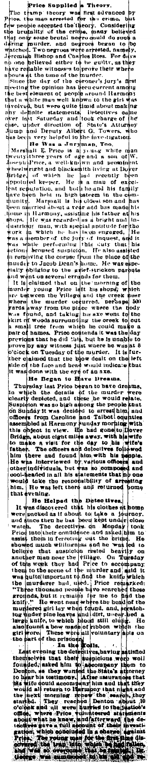## Price Supplied a Theory.

The tramp theory was first advanced by Price, the man arrested for the crime, but few people accepted the theory. Considering the brutality of the crime, many believed that only some brutal negro could do such a daring murder, and negroes began to be watched. Two negroes were arrested, namely, Jeremiah Bishop and Charles Ross. For days no one believed either to be guilty, as they have reliable witnesses to prove their where abouts at the time of the murder.

Since the day of the coroner's jury's first meeting the opinion has been current among the best element of people around Harmony that a white man well known to the girl was involved, but were quite timid about making any definite statements. Detectives came over last Saturday and took charge of the case, under direction of State's Attorney Jump and Deputy Albert G. Towers, who has been very helpful in the investigation.

### He Was a Juryman, Too.

Marshall E. Price is a young white man twenty-three years of age and a son of W. Joseph Price, a well-known and prominent wheelwright and blacksmith living at Dover Bridge, of which he had recently been appointed keeper. He is a man of excellent reputation, and both he and his family have been held in high esteem in the community. Marshall is his oldest son and has been married about a year and has made his home in Harmony, assisting his father at his shops. He was regarded as a bright and industrious man, with special aptitude for the work in which he has been engaged. He was a member of the jury of inquest, and it was while performing this duty that his actions aroused suspicion. He also assisted in removing the corpse from the place of the murder to Jacob Dean's home. He was especially obliging to the grief-stricken parents and went on several errands for them.

It is claimed that on the morning of the murder young Price left his shop, which are between the village and the creek near where the murder occurred, perhaps 500 yards away from the place where the body was found, and taking his axe went to the skirt of woods surrounding the creek to cut a small tree from which he could make a pair of hames. Price contends it was the day previous that he did this, but he is unable to prove by any witness just where he was at 8 o'clock on Tuesday of the murder. It is further claimed that the blow dealt on the left side of the face and head would indicate that it was done with the eye of an axe.

### He Began to Have Dreams.

Thursday last Price began to have dreams, in which the details of the murder were clearly depicted, and these he would relate. Suspicion was so high among the people that on Sunday it was decided to arrest him, and officers from Caroline and Talbot counties assembled at Harmony Sunday morning with this object in view. He had gone to Dover Bridge, about eight miles away, with his wife to make a visit for the day to his wife's father. The officers and detectives followed him there and found him with his people. He was interviewed by various officers and other individuals, but was so composed and cool-headed in all his statements that no one would take the responsibility of arresting him. He was left there and returned home that evening.

### He Helped the Detectives.

It was discovered that his clothes at home were packed as if about to take a journey, and since then he has been kept under close watch. The detectives, on Monday took Price into their confidence and asked him to assist them in ferreting out the crime. He showed much willingness and he was led to believe that suspicion rested heavily on another man near the village. On Tuesday of this week they had Price to accompany them to the scene of the murder and said it was quite important to find the knife which the murderer had used. Price remarked: "Three thousand people have searched these grounds, but it remains for me to find the knife." He went near where the head of the murdered girl lay when found, and, scratching under pine leaves and dirt, unearthed a large knife, to which blood still clung. He also found a bow made of ribbon which the girl wore. These were all voluntary acts on the part of the prisoner.

### In the Toils.

Last evening the detectives, having satisfied themselves that their suspicions were well founded, asked him to accompany them to Denton, as they wanted the State's attorney to hear his testimony. After assurances that his wife could accompany him and that they would all return to Harmony that night and the next morning renew the search, they started. They reached Denton about 10 o'clock and all were hurried to the justice's office, where Price volunteered statements about what he knew, and afterward the detectives gave a full account of their investigation, which concluded in a charge against Price. The young man for the first time discovered the trap into which he had fallen, and was so overcome that he ... George was ...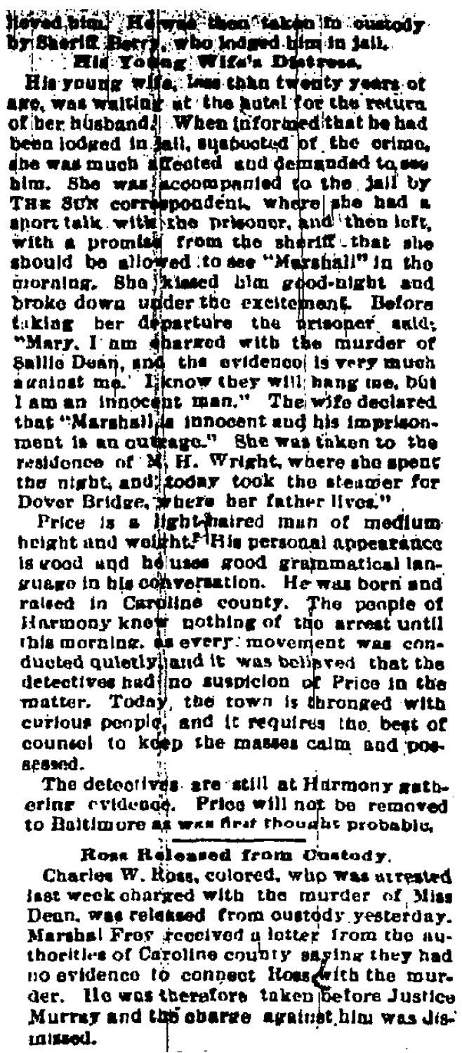lieved him. He was then taken in custody by Sheriff Berry, who lodged him in jail.

### His Young Wife's Distress.

His young wife, less than twenty years of age, was waiting at the hotel for the return of her husband. When informed that he had been lodged in jail, suspected of the crime, she was much affected and demanded to see him. She was accompanied to the jail by THE SUN correspondent, where she had a short talk with the prisoner, and then left, with a promise from the sheriff that she should be allowed to see "Marshall" in the morning. She kissed him good-night and broke down under the excitement. Before taking her departure the prisoner said: "Mary, I am charged with the murder of Sallie Dean, and the evidence is very much against me. I know they will hang me, but I am an innocent man." The wife declared that "Marshall is innocent and his imprisonment is an outrage." She was taken to the residence of M. H. Wright, where she spent the night, and today took the steamer for Dover Bridge, where her father lives."

Price is a light-haired man of medium height and weight. His personal appearance is good and he uses good grammatical language in his conversation. He was born and raised in Caroline county. The people of Harmony knew nothing of the arrest until this morning, as every movement was conducted quietly and it was believed that the detectives had no suspicion of Price in the matter. Today the town is thronged with curious people, and it requires the best of counsel to keep the masses calm and possessed.

The detectives are still at Harmony gathering evidence. Price will not be removed to Baltimore as was first thought probable.

---

### Ross Released from Custody.

Charles W. Ross, colored, who was arrested last week charged with the murder of Miss Dean, was released from custody yesterday. Marshal Frey received a letter from the authorities of Caroline county saying they had no evidence to connect Ross with the murder. He was therefore taken before Justice Murray and the charge against him was dismissed.